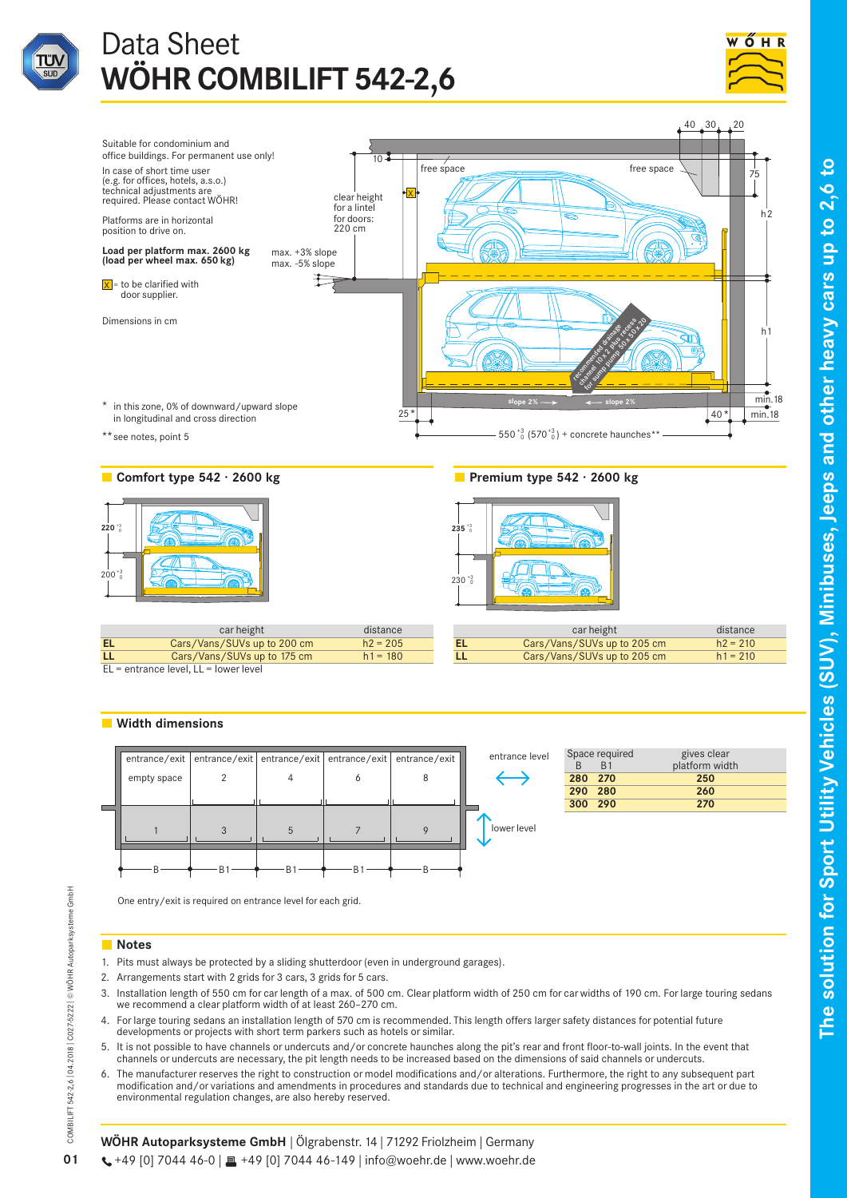# Data Sheet
# WÖHR COMBILIFT 542-2,6

The solution for Sport Utility Vehicles (SUV), Minibuses, Jeeps and other heavy cars up to 2,6 to

Suitable for condominium and office buildings. For permanent use only!

In case of short time user (e.g. for offices, hotels, a.s.o.) technical adjustments are required. Please contact WÖHR!

Platforms are in horizontal position to drive on.

**Load per platform max. 2600 kg (load per wheel max. 650 kg)**

X = to be clarified with door supplier.

Dimensions in cm

\* in this zone, 0% of downward/upward slope in longitudinal and cross direction

\*\* see notes, point 5

clear height for a lintel for doors: 220 cm

max. +3% slope
max. -5% slope

free space

recommended drainage channel 10 x 2 plus recess for sump pump 50 x 50 x 20

slope 2% → ← slope 2%

$550^{+3}_{0}$ ($570^{+3}_{0}$) + concrete haunches**

## Comfort type 542 · 2600 kg

| | car height | distance |
|---|---|---|
| EL | Cars/Vans/SUVs up to 200 cm | h2 = 205 |
| LL | Cars/Vans/SUVs up to 175 cm | h1 = 180 |

EL = entrance level, LL = lower level

## Premium type 542 · 2600 kg

| | car height | distance |
|---|---|---|
| EL | Cars/Vans/SUVs up to 205 cm | h2 = 210 |
| LL | Cars/Vans/SUVs up to 205 cm | h1 = 210 |

## Width dimensions

| Space required B | Space required B1 | gives clear platform width |
|---|---|---|
| 280 | 270 | 250 |
| 290 | 280 | 260 |
| 300 | 290 | 270 |

One entry/exit is required on entrance level for each grid.

## Notes

1. Pits must always be protected by a sliding shutterdoor (even in underground garages).
2. Arrangements start with 2 grids for 3 cars, 3 grids for 5 cars.
3. Installation length of 550 cm for car length of a max. of 500 cm. Clear platform width of 250 cm for car widths of 190 cm. For large touring sedans we recommend a clear platform width of at least 260–270 cm.
4. For large touring sedans an installation length of 570 cm is recommended. This length offers larger safety distances for potential future developments or projects with short term parkers such as hotels or similar.
5. It is not possible to have channels or undercuts and/or concrete haunches along the pit's rear and front floor-to-wall joints. In the event that channels or undercuts are necessary, the pit length needs to be increased based on the dimensions of said channels or undercuts.
6. The manufacturer reserves the right to construction or model modifications and/or alterations. Furthermore, the right to any subsequent part modification and/or variations and amendments in procedures and standards due to technical and engineering progresses in the art or due to environmental regulation changes, are also hereby reserved.

**WÖHR Autoparksysteme GmbH** | Ölgrabenstr. 14 | 71292 Friolzheim | Germany
+49 [0] 7044 46-0 | +49 [0] 7044 46-149 | info@woehr.de | www.woehr.de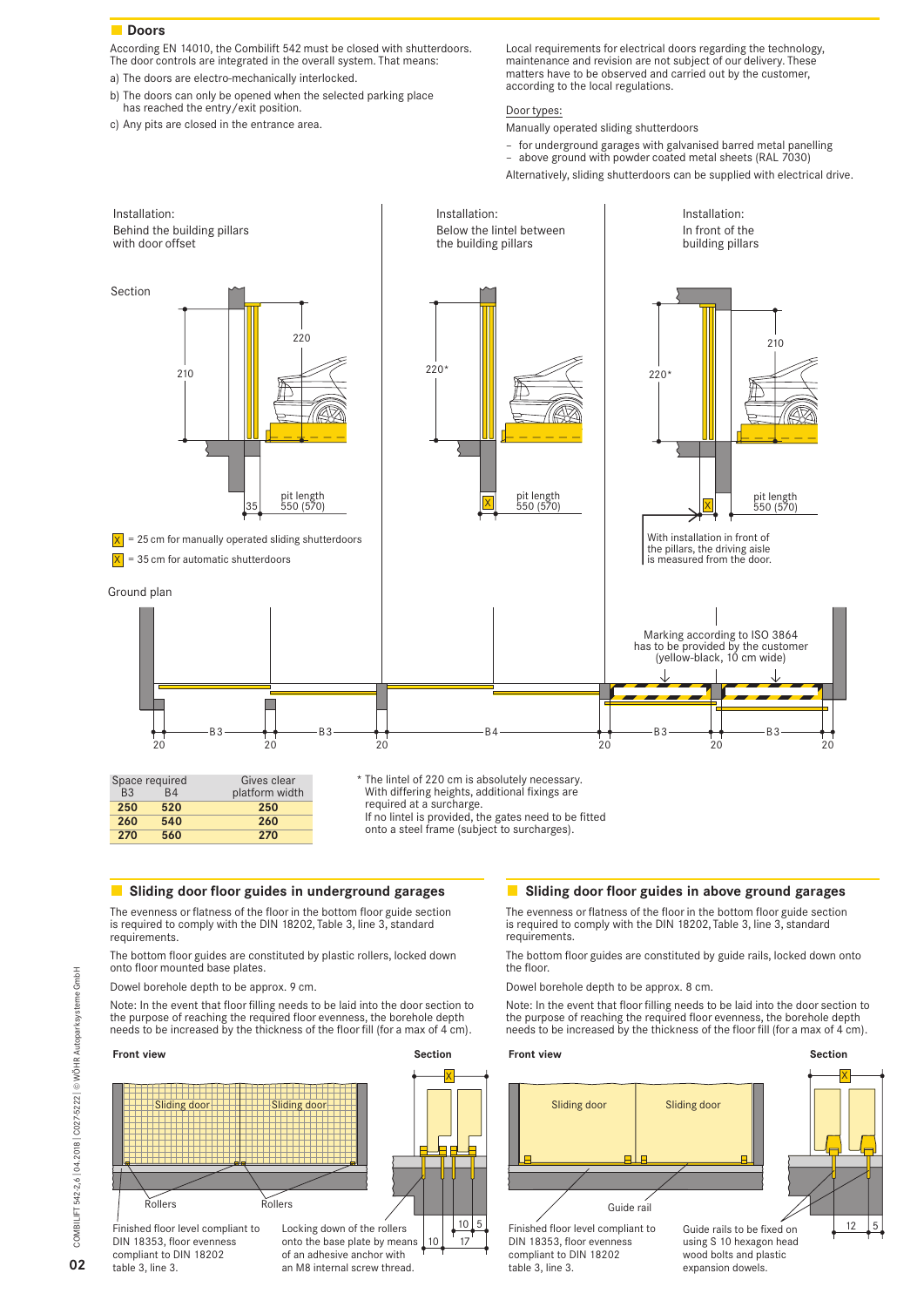## Doors

According EN 14010, the Combilift 542 must be closed with shutterdoors. The door controls are integrated in the overall system. That means:

a) The doors are electro-mechanically interlocked.

b) The doors can only be opened when the selected parking place has reached the entry/exit position.

c) Any pits are closed in the entrance area.

Local requirements for electrical doors regarding the technology, maintenance and revision are not subject of our delivery. These matters have to be observed and carried out by the customer, according to the local regulations.

Door types:

Manually operated sliding shutterdoors

- for underground garages with galvanised barred metal panelling
- above ground with powder coated metal sheets (RAL 7030)

Alternatively, sliding shutterdoors can be supplied with electrical drive.

Installation: Behind the building pillars with door offset

Installation: Below the lintel between the building pillars

Installation: In front of the building pillars

Section

220 | 210 | 35 | pit length 550 (570)

220* | X | pit length 550 (570)

210 | 220* | X | pit length 550 (570)

X = 25 cm for manually operated sliding shutterdoors

X = 35 cm for automatic shutterdoors

With installation in front of the pillars, the driving aisle is measured from the door.

Ground plan

Marking according to ISO 3864 has to be provided by the customer (yellow-black, 10 cm wide)

20 – B3 – 20 – B3 – 20 – B4 – 20 – B3 – 20 – B3 – 20

| Space required B3 | B4 | Gives clear platform width |
|---|---|---|
| **250** | **520** | **250** |
| **260** | **540** | **260** |
| **270** | **560** | **270** |

* The lintel of 220 cm is absolutely necessary. With differing heights, additional fixings are required at a surcharge. If no lintel is provided, the gates need to be fitted onto a steel frame (subject to surcharges).

## Sliding door floor guides in underground garages

The evenness or flatness of the floor in the bottom floor guide section is required to comply with the DIN 18202, Table 3, line 3, standard requirements.

The bottom floor guides are constituted by plastic rollers, locked down onto floor mounted base plates.

Dowel borehole depth to be approx. 9 cm.

Note: In the event that floor filling needs to be laid into the door section to the purpose of reaching the required floor evenness, the borehole depth needs to be increased by the thickness of the floor fill (for a max of 4 cm).

**Front view** | **Section**

Sliding door | Sliding door | Rollers | Rollers | X | 10 | 5 | 10 | 17

Finished floor level compliant to DIN 18353, floor evenness compliant to DIN 18202 table 3, line 3.

Locking down of the rollers onto the base plate by means of an adhesive anchor with an M8 internal screw thread.

## Sliding door floor guides in above ground garages

The evenness or flatness of the floor in the bottom floor guide section is required to comply with the DIN 18202, Table 3, line 3, standard requirements.

The bottom floor guides are constituted by guide rails, locked down onto the floor.

Dowel borehole depth to be approx. 8 cm.

Note: In the event that floor filling needs to be laid into the door section to the purpose of reaching the required floor evenness, the borehole depth needs to be increased by the thickness of the floor fill (for a max of 4 cm).

**Front view** | **Section**

Sliding door | Sliding door | Guide rail | X | 12 | 5

Finished floor level compliant to DIN 18353, floor evenness compliant to DIN 18202 table 3, line 3.

Guide rails to be fixed on using S 10 hexagon head wood bolts and plastic expansion dowels.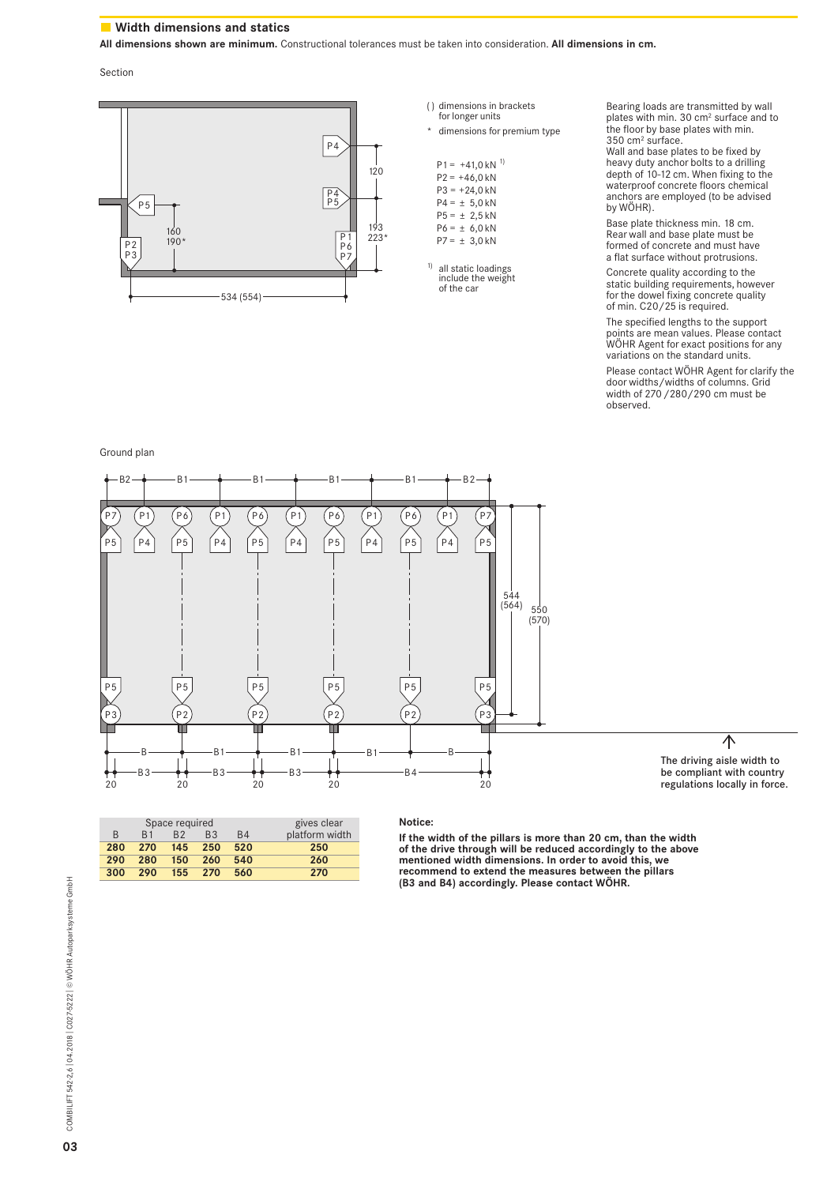## Width dimensions and statics

**All dimensions shown are minimum.** Constructional tolerances must be taken into consideration. **All dimensions in cm.**

Section

( ) dimensions in brackets for longer units

\* dimensions for premium type

P1 = +41,0 kN [1]
P2 = +46,0 kN
P3 = +24,0 kN
P4 = ± 5,0 kN
P5 = ± 2,5 kN
P6 = ± 6,0 kN
P7 = ± 3,0 kN

[1] all static loadings include the weight of the car

Bearing loads are transmitted by wall plates with min. 30 $cm^2$ surface and to the floor by base plates with min. 350 $cm^2$ surface.
Wall and base plates to be fixed by heavy duty anchor bolts to a drilling depth of 10-12 cm. When fixing to the waterproof concrete floors chemical anchors are employed (to be advised by WÖHR).

Base plate thickness min. 18 cm. Rear wall and base plate must be formed of concrete and must have a flat surface without protrusions.

Concrete quality according to the static building requirements, however for the dowel fixing concrete quality of min. C20/25 is required.

The specified lengths to the support points are mean values. Please contact WÖHR Agent for exact positions for any variations on the standard units.

Please contact WÖHR Agent for clarify the door widths/widths of columns. Grid width of 270 /280/290 cm must be observed.

Ground plan

The driving aisle width to be compliant with country regulations locally in force.

| Space required | | | | | gives clear platform width |
|---|---|---|---|---|---|
| B | B1 | B2 | B3 | B4 | |
| 280 | 270 | 145 | 250 | 520 | 250 |
| 290 | 280 | 150 | 260 | 540 | 260 |
| 300 | 290 | 155 | 270 | 560 | 270 |

**Notice:**

**If the width of the pillars is more than 20 cm, than the width of the drive through will be reduced accordingly to the above mentioned width dimensions. In order to avoid this, we recommend to extend the measures between the pillars (B3 and B4) accordingly. Please contact WÖHR.**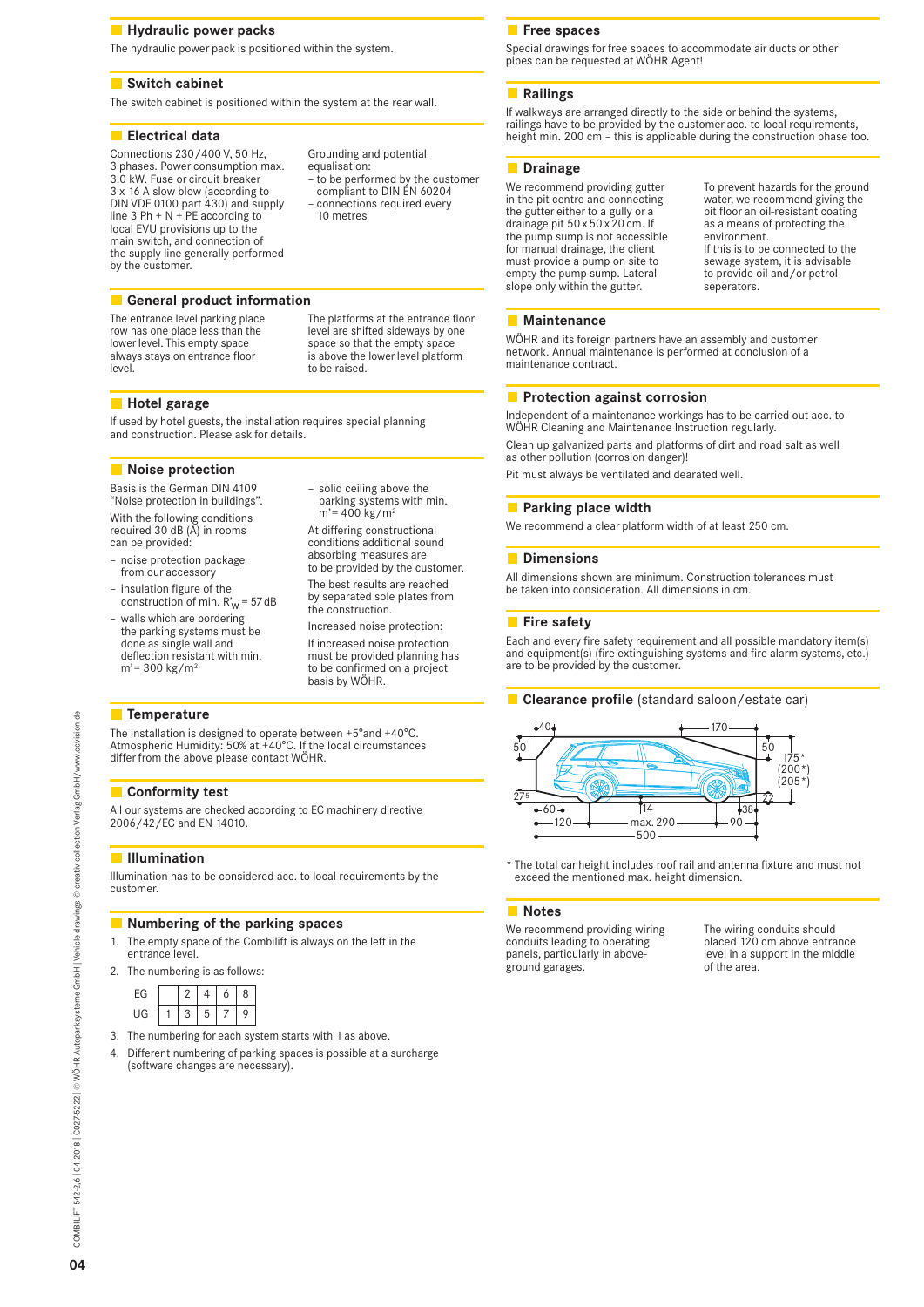## Hydraulic power packs

The hydraulic power pack is positioned within the system.

## Switch cabinet

The switch cabinet is positioned within the system at the rear wall.

## Electrical data

Connections 230/400 V, 50 Hz, 3 phases. Power consumption max. 3.0 kW. Fuse or circuit breaker 3 x 16 A slow blow (according to DIN VDE 0100 part 430) and supply line 3 Ph + N + PE according to local EVU provisions up to the main switch, and connection of the supply line generally performed by the customer.

Grounding and potential equalisation:
- to be performed by the customer compliant to DIN EN 60204
- connections required every 10 metres

## General product information

The entrance level parking place row has one place less than the lower level. This empty space always stays on entrance floor level.

The platforms at the entrance floor level are shifted sideways by one space so that the empty space is above the lower level platform to be raised.

## Hotel garage

If used by hotel guests, the installation requires special planning and construction. Please ask for details.

## Noise protection

Basis is the German DIN 4109 "Noise protection in buildings".

With the following conditions required 30 dB (A) in rooms can be provided:

- noise protection package from our accessory
- insulation figure of the construction of min. $R'_W$ = 57 dB
- walls which are bordering the parking systems must be done as single wall and deflection resistant with min. m' = 300 kg/m²
- solid ceiling above the parking systems with min. m' = 400 kg/m²

At differing constructional conditions additional sound absorbing measures are to be provided by the customer.

The best results are reached by separated sole plates from the construction.

Increased noise protection:

If increased noise protection must be provided planning has to be confirmed on a project basis by WÖHR.

## Temperature

The installation is designed to operate between +5°and +40°C. Atmospheric Humidity: 50% at +40°C. If the local circumstances differ from the above please contact WÖHR.

## Conformity test

All our systems are checked according to EC machinery directive 2006/42/EC and EN 14010.

## Illumination

Illumination has to be considered acc. to local requirements by the customer.

## Numbering of the parking spaces

1. The empty space of the Combilift is always on the left in the entrance level.
2. The numbering is as follows:

| | | | | | |
|---|---|---|---|---|---|
| EG | | 2 | 4 | 6 | 8 |
| UG | 1 | 3 | 5 | 7 | 9 |

3. The numbering for each system starts with 1 as above.
4. Different numbering of parking spaces is possible at a surcharge (software changes are necessary).

## Free spaces

Special drawings for free spaces to accommodate air ducts or other pipes can be requested at WÖHR Agent!

## Railings

If walkways are arranged directly to the side or behind the systems, railings have to be provided by the customer acc. to local requirements, height min. 200 cm – this is applicable during the construction phase too.

## Drainage

We recommend providing gutter in the pit centre and connecting the gutter either to a gully or a drainage pit 50 x 50 x 20 cm. If the pump sump is not accessible for manual drainage, the client must provide a pump on site to empty the pump sump. Lateral slope only within the gutter.

To prevent hazards for the ground water, we recommend giving the pit floor an oil-resistant coating as a means of protecting the environment.
If this is to be connected to the sewage system, it is advisable to provide oil and/or petrol seperators.

## Maintenance

WÖHR and its foreign partners have an assembly and customer network. Annual maintenance is performed at conclusion of a maintenance contract.

## Protection against corrosion

Independent of a maintenance workings has to be carried out acc. to WÖHR Cleaning and Maintenance Instruction regularly.

Clean up galvanized parts and platforms of dirt and road salt as well as other pollution (corrosion danger)!

Pit must always be ventilated and dearated well.

## Parking place width

We recommend a clear platform width of at least 250 cm.

## Dimensions

All dimensions shown are minimum. Construction tolerances must be taken into consideration. All dimensions in cm.

## Fire safety

Each and every fire safety requirement and all possible mandatory item(s) and equipment(s) (fire extinguishing systems and fire alarm systems, etc.) are to be provided by the customer.

## Clearance profile (standard saloon/estate car)

40
170
50
50
175*
(200*)
(205*)
27.5
22
60
114
38
120
max. 290
90
500

\* The total car height includes roof rail and antenna fixture and must not exceed the mentioned max. height dimension.

## Notes

We recommend providing wiring conduits leading to operating panels, particularly in above-ground garages.

The wiring conduits should placed 120 cm above entrance level in a support in the middle of the area.